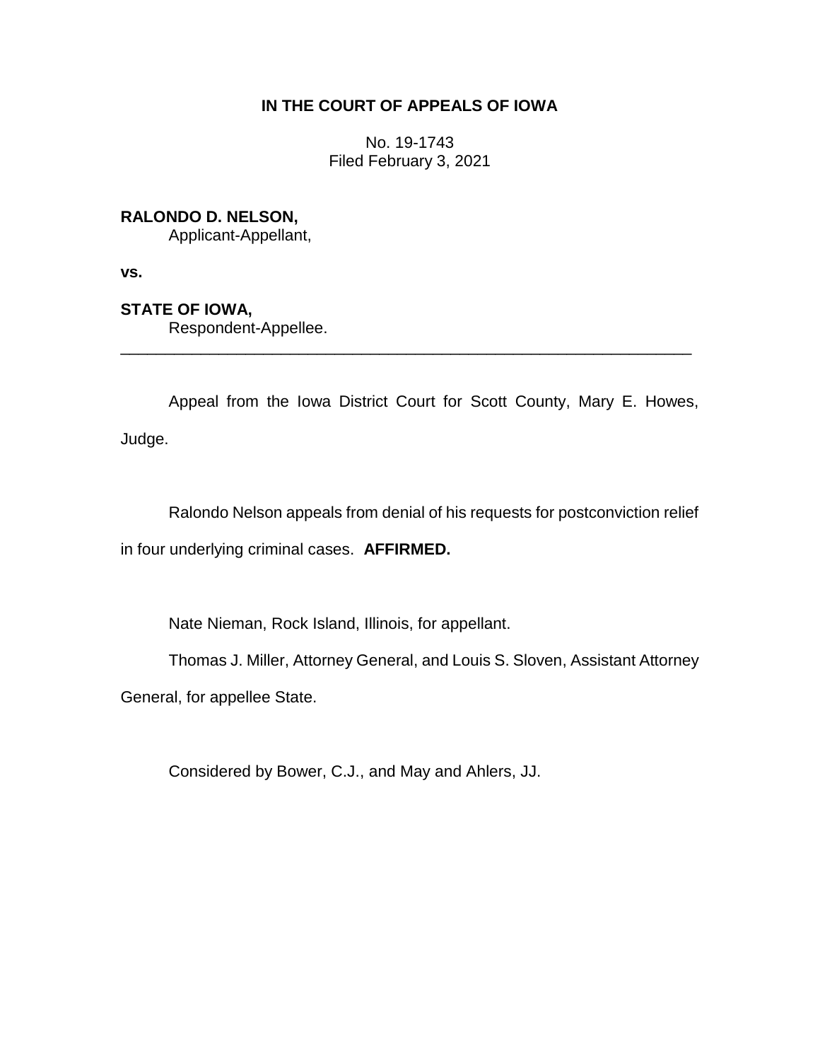**IN THE COURT OF APPEALS OF IOWA**

No. 19-1743
Filed February 3, 2021

**RALONDO D. NELSON,**
Applicant-Appellant,

**vs.**

**STATE OF IOWA,**
Respondent-Appellee.

---

Appeal from the Iowa District Court for Scott County, Mary E. Howes, Judge.

Ralondo Nelson appeals from denial of his requests for postconviction relief in four underlying criminal cases. **AFFIRMED.**

Nate Nieman, Rock Island, Illinois, for appellant.

Thomas J. Miller, Attorney General, and Louis S. Sloven, Assistant Attorney General, for appellee State.

Considered by Bower, C.J., and May and Ahlers, JJ.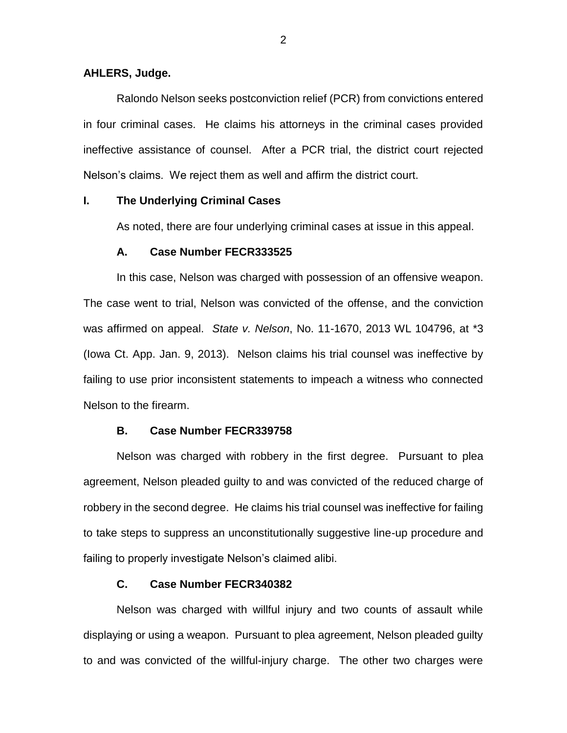**AHLERS, Judge.**

Ralondo Nelson seeks postconviction relief (PCR) from convictions entered in four criminal cases. He claims his attorneys in the criminal cases provided ineffective assistance of counsel. After a PCR trial, the district court rejected Nelson's claims. We reject them as well and affirm the district court.

## I. The Underlying Criminal Cases

As noted, there are four underlying criminal cases at issue in this appeal.

### A. Case Number FECR333525

In this case, Nelson was charged with possession of an offensive weapon. The case went to trial, Nelson was convicted of the offense, and the conviction was affirmed on appeal. *State v. Nelson*, No. 11-1670, 2013 WL 104796, at *3 (Iowa Ct. App. Jan. 9, 2013). Nelson claims his trial counsel was ineffective by failing to use prior inconsistent statements to impeach a witness who connected Nelson to the firearm.

### B. Case Number FECR339758

Nelson was charged with robbery in the first degree. Pursuant to plea agreement, Nelson pleaded guilty to and was convicted of the reduced charge of robbery in the second degree. He claims his trial counsel was ineffective for failing to take steps to suppress an unconstitutionally suggestive line-up procedure and failing to properly investigate Nelson's claimed alibi.

### C. Case Number FECR340382

Nelson was charged with willful injury and two counts of assault while displaying or using a weapon. Pursuant to plea agreement, Nelson pleaded guilty to and was convicted of the willful-injury charge. The other two charges were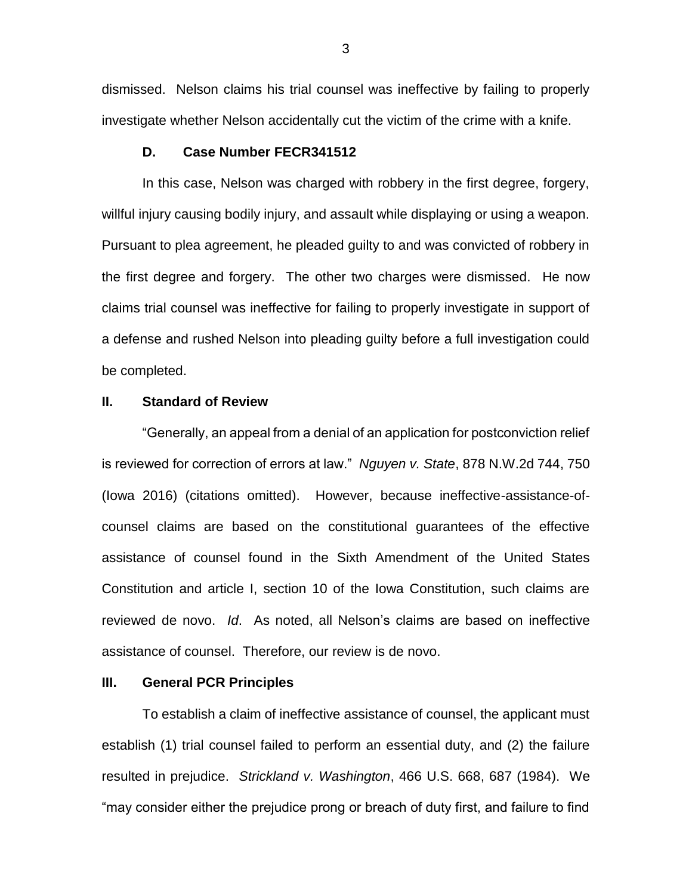dismissed. Nelson claims his trial counsel was ineffective by failing to properly investigate whether Nelson accidentally cut the victim of the crime with a knife.

### D. Case Number FECR341512

In this case, Nelson was charged with robbery in the first degree, forgery, willful injury causing bodily injury, and assault while displaying or using a weapon. Pursuant to plea agreement, he pleaded guilty to and was convicted of robbery in the first degree and forgery. The other two charges were dismissed. He now claims trial counsel was ineffective for failing to properly investigate in support of a defense and rushed Nelson into pleading guilty before a full investigation could be completed.

## II. Standard of Review

"Generally, an appeal from a denial of an application for postconviction relief is reviewed for correction of errors at law." *Nguyen v. State*, 878 N.W.2d 744, 750 (Iowa 2016) (citations omitted). However, because ineffective-assistance-of-counsel claims are based on the constitutional guarantees of the effective assistance of counsel found in the Sixth Amendment of the United States Constitution and article I, section 10 of the Iowa Constitution, such claims are reviewed de novo. *Id*. As noted, all Nelson's claims are based on ineffective assistance of counsel. Therefore, our review is de novo.

## III. General PCR Principles

To establish a claim of ineffective assistance of counsel, the applicant must establish (1) trial counsel failed to perform an essential duty, and (2) the failure resulted in prejudice. *Strickland v. Washington*, 466 U.S. 668, 687 (1984). We "may consider either the prejudice prong or breach of duty first, and failure to find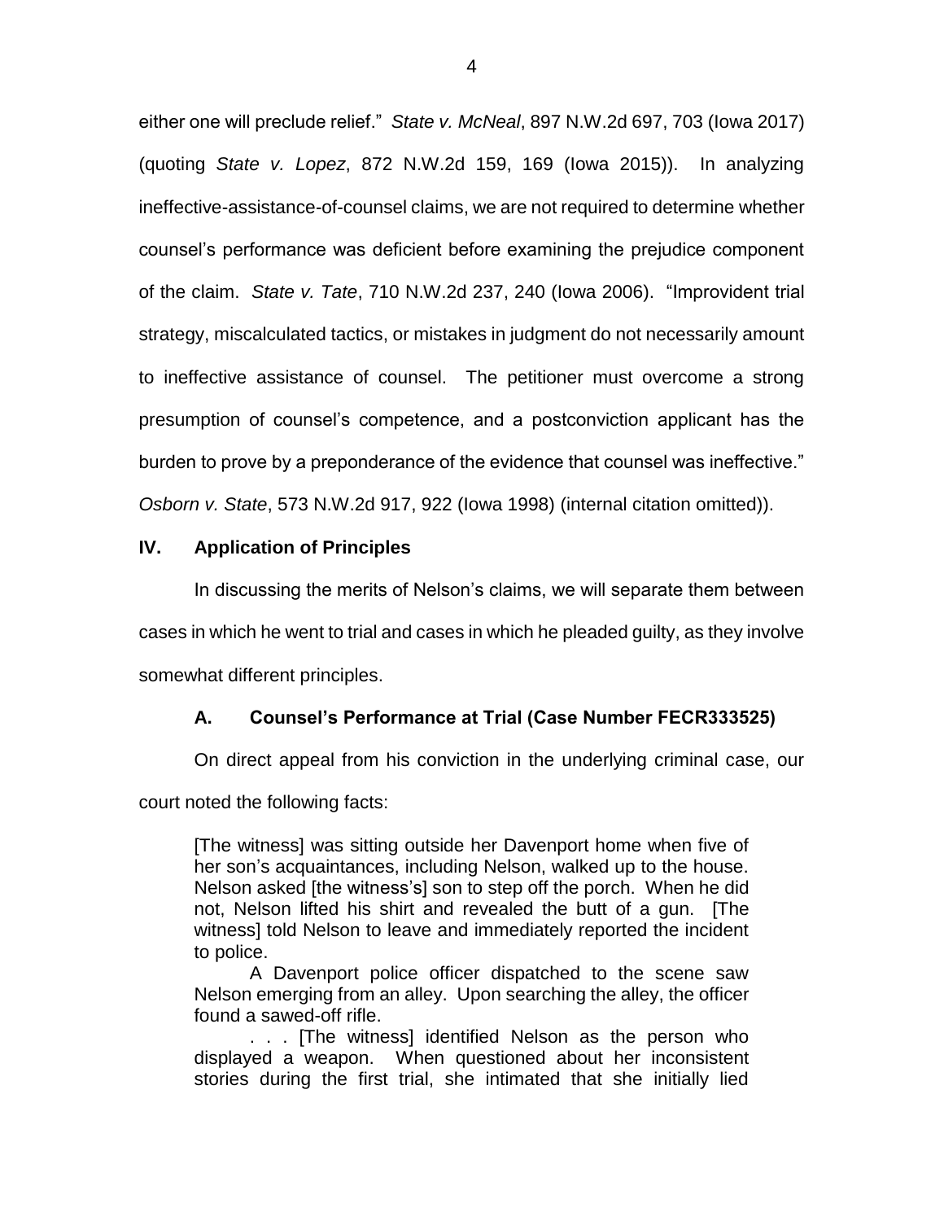either one will preclude relief." *State v. McNeal*, 897 N.W.2d 697, 703 (Iowa 2017) (quoting *State v. Lopez*, 872 N.W.2d 159, 169 (Iowa 2015)). In analyzing ineffective-assistance-of-counsel claims, we are not required to determine whether counsel's performance was deficient before examining the prejudice component of the claim. *State v. Tate*, 710 N.W.2d 237, 240 (Iowa 2006). "Improvident trial strategy, miscalculated tactics, or mistakes in judgment do not necessarily amount to ineffective assistance of counsel. The petitioner must overcome a strong presumption of counsel's competence, and a postconviction applicant has the burden to prove by a preponderance of the evidence that counsel was ineffective." *Osborn v. State*, 573 N.W.2d 917, 922 (Iowa 1998) (internal citation omitted)).

## IV. Application of Principles

In discussing the merits of Nelson's claims, we will separate them between cases in which he went to trial and cases in which he pleaded guilty, as they involve somewhat different principles.

### A. Counsel's Performance at Trial (Case Number FECR333525)

On direct appeal from his conviction in the underlying criminal case, our court noted the following facts:

> [The witness] was sitting outside her Davenport home when five of her son's acquaintances, including Nelson, walked up to the house. Nelson asked [the witness's] son to step off the porch. When he did not, Nelson lifted his shirt and revealed the butt of a gun. [The witness] told Nelson to leave and immediately reported the incident to police.
>
> A Davenport police officer dispatched to the scene saw Nelson emerging from an alley. Upon searching the alley, the officer found a sawed-off rifle.
>
> . . . [The witness] identified Nelson as the person who displayed a weapon. When questioned about her inconsistent stories during the first trial, she intimated that she initially lied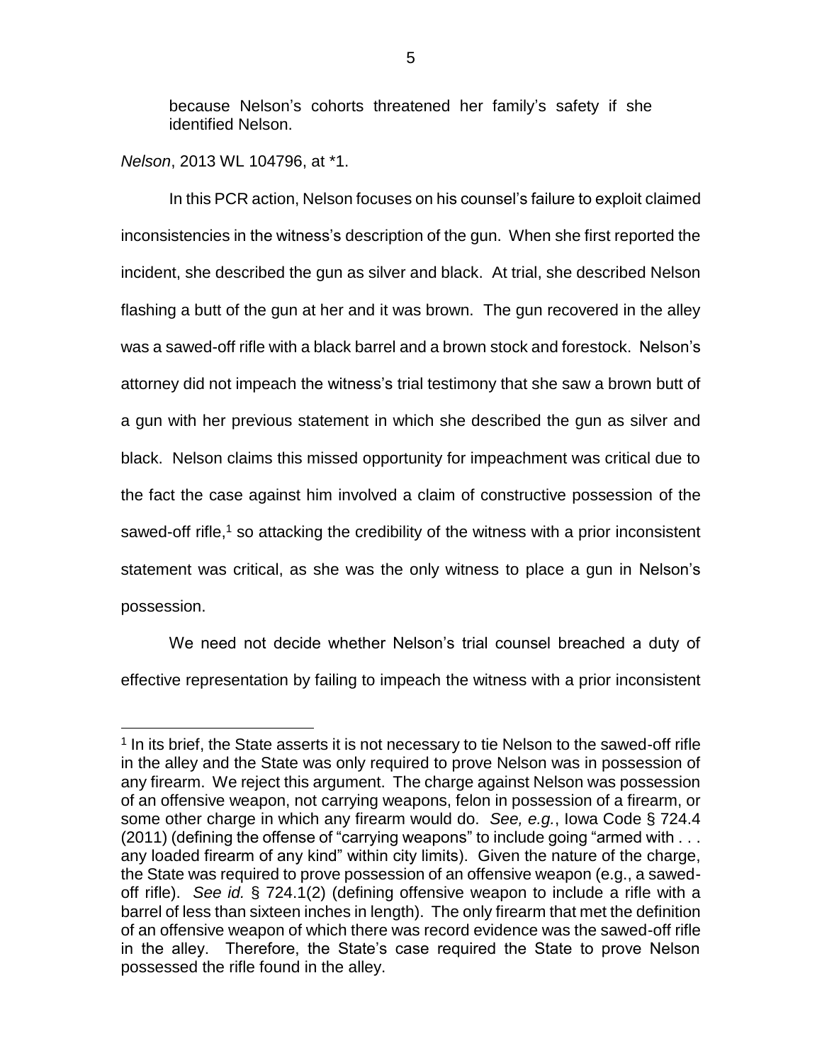because Nelson's cohorts threatened her family's safety if she identified Nelson.

*Nelson*, 2013 WL 104796, at *1.

In this PCR action, Nelson focuses on his counsel's failure to exploit claimed inconsistencies in the witness's description of the gun. When she first reported the incident, she described the gun as silver and black. At trial, she described Nelson flashing a butt of the gun at her and it was brown. The gun recovered in the alley was a sawed-off rifle with a black barrel and a brown stock and forestock. Nelson's attorney did not impeach the witness's trial testimony that she saw a brown butt of a gun with her previous statement in which she described the gun as silver and black. Nelson claims this missed opportunity for impeachment was critical due to the fact the case against him involved a claim of constructive possession of the sawed-off rifle,[1] so attacking the credibility of the witness with a prior inconsistent statement was critical, as she was the only witness to place a gun in Nelson's possession.

We need not decide whether Nelson's trial counsel breached a duty of effective representation by failing to impeach the witness with a prior inconsistent

---

[1] In its brief, the State asserts it is not necessary to tie Nelson to the sawed-off rifle in the alley and the State was only required to prove Nelson was in possession of any firearm. We reject this argument. The charge against Nelson was possession of an offensive weapon, not carrying weapons, felon in possession of a firearm, or some other charge in which any firearm would do. *See, e.g.*, Iowa Code § 724.4 (2011) (defining the offense of "carrying weapons" to include going "armed with . . . any loaded firearm of any kind" within city limits). Given the nature of the charge, the State was required to prove possession of an offensive weapon (e.g., a sawed-off rifle). *See id.* § 724.1(2) (defining offensive weapon to include a rifle with a barrel of less than sixteen inches in length). The only firearm that met the definition of an offensive weapon of which there was record evidence was the sawed-off rifle in the alley. Therefore, the State's case required the State to prove Nelson possessed the rifle found in the alley.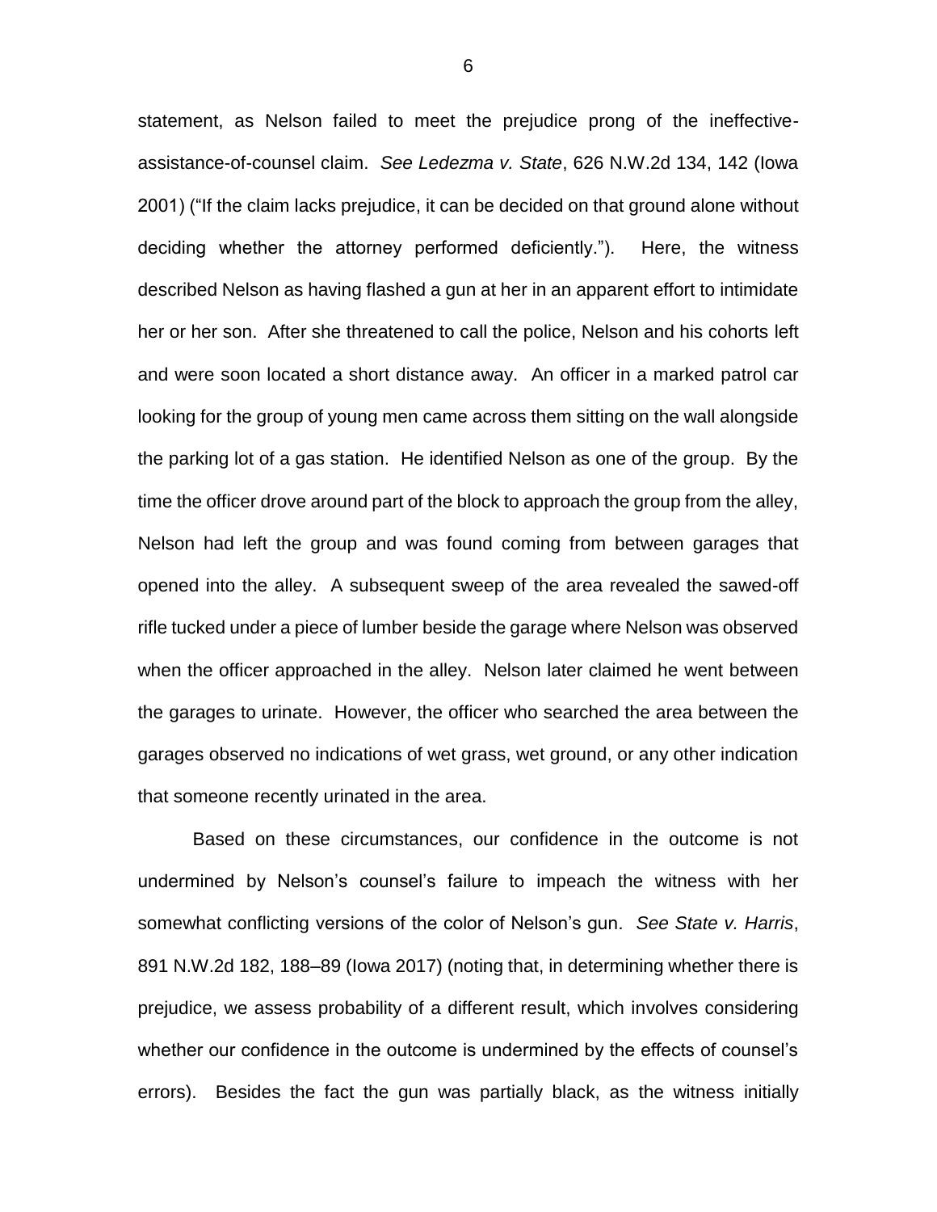statement, as Nelson failed to meet the prejudice prong of the ineffective-assistance-of-counsel claim. *See Ledezma v. State*, 626 N.W.2d 134, 142 (Iowa 2001) ("If the claim lacks prejudice, it can be decided on that ground alone without deciding whether the attorney performed deficiently."). Here, the witness described Nelson as having flashed a gun at her in an apparent effort to intimidate her or her son. After she threatened to call the police, Nelson and his cohorts left and were soon located a short distance away. An officer in a marked patrol car looking for the group of young men came across them sitting on the wall alongside the parking lot of a gas station. He identified Nelson as one of the group. By the time the officer drove around part of the block to approach the group from the alley, Nelson had left the group and was found coming from between garages that opened into the alley. A subsequent sweep of the area revealed the sawed-off rifle tucked under a piece of lumber beside the garage where Nelson was observed when the officer approached in the alley. Nelson later claimed he went between the garages to urinate. However, the officer who searched the area between the garages observed no indications of wet grass, wet ground, or any other indication that someone recently urinated in the area.

Based on these circumstances, our confidence in the outcome is not undermined by Nelson's counsel's failure to impeach the witness with her somewhat conflicting versions of the color of Nelson's gun. *See State v. Harris*, 891 N.W.2d 182, 188–89 (Iowa 2017) (noting that, in determining whether there is prejudice, we assess probability of a different result, which involves considering whether our confidence in the outcome is undermined by the effects of counsel's errors). Besides the fact the gun was partially black, as the witness initially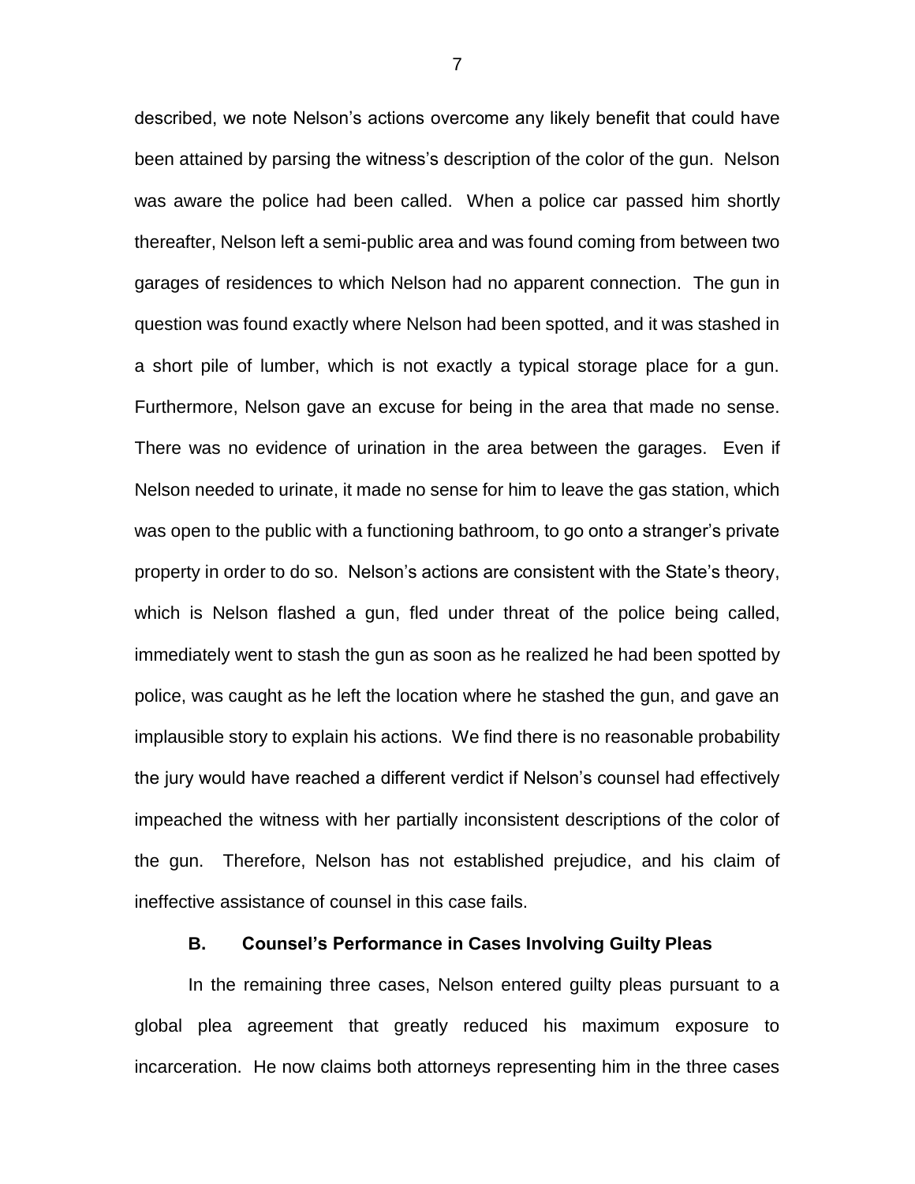described, we note Nelson's actions overcome any likely benefit that could have been attained by parsing the witness's description of the color of the gun. Nelson was aware the police had been called. When a police car passed him shortly thereafter, Nelson left a semi-public area and was found coming from between two garages of residences to which Nelson had no apparent connection. The gun in question was found exactly where Nelson had been spotted, and it was stashed in a short pile of lumber, which is not exactly a typical storage place for a gun. Furthermore, Nelson gave an excuse for being in the area that made no sense. There was no evidence of urination in the area between the garages. Even if Nelson needed to urinate, it made no sense for him to leave the gas station, which was open to the public with a functioning bathroom, to go onto a stranger's private property in order to do so. Nelson's actions are consistent with the State's theory, which is Nelson flashed a gun, fled under threat of the police being called, immediately went to stash the gun as soon as he realized he had been spotted by police, was caught as he left the location where he stashed the gun, and gave an implausible story to explain his actions. We find there is no reasonable probability the jury would have reached a different verdict if Nelson's counsel had effectively impeached the witness with her partially inconsistent descriptions of the color of the gun. Therefore, Nelson has not established prejudice, and his claim of ineffective assistance of counsel in this case fails.

### B. Counsel's Performance in Cases Involving Guilty Pleas

In the remaining three cases, Nelson entered guilty pleas pursuant to a global plea agreement that greatly reduced his maximum exposure to incarceration. He now claims both attorneys representing him in the three cases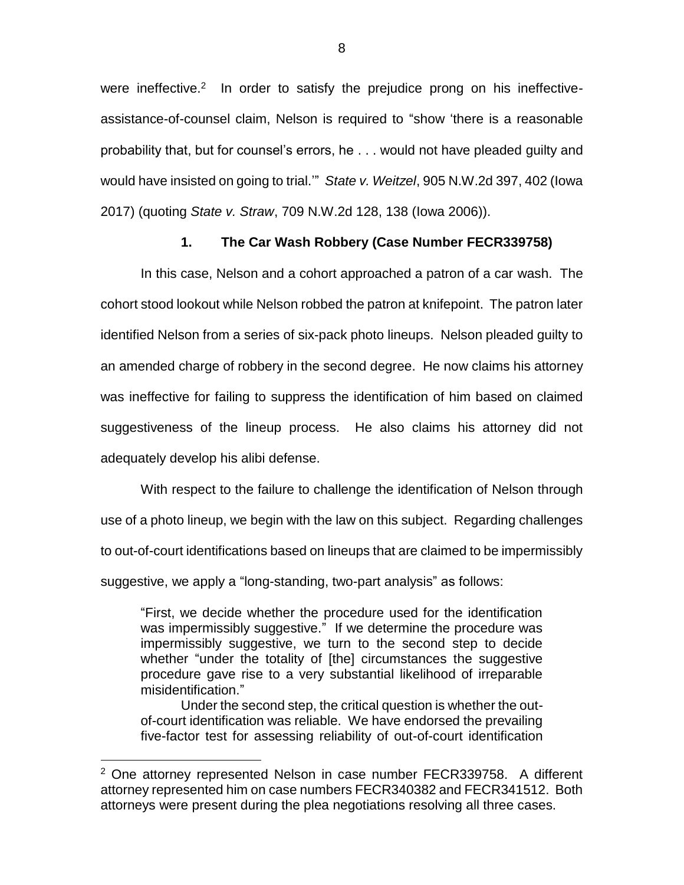were ineffective.[2] In order to satisfy the prejudice prong on his ineffective-assistance-of-counsel claim, Nelson is required to "show 'there is a reasonable probability that, but for counsel's errors, he . . . would not have pleaded guilty and would have insisted on going to trial.'" *State v. Weitzel*, 905 N.W.2d 397, 402 (Iowa 2017) (quoting *State v. Straw*, 709 N.W.2d 128, 138 (Iowa 2006)).

### 1. The Car Wash Robbery (Case Number FECR339758)

In this case, Nelson and a cohort approached a patron of a car wash. The cohort stood lookout while Nelson robbed the patron at knifepoint. The patron later identified Nelson from a series of six-pack photo lineups. Nelson pleaded guilty to an amended charge of robbery in the second degree. He now claims his attorney was ineffective for failing to suppress the identification of him based on claimed suggestiveness of the lineup process. He also claims his attorney did not adequately develop his alibi defense.

With respect to the failure to challenge the identification of Nelson through use of a photo lineup, we begin with the law on this subject. Regarding challenges to out-of-court identifications based on lineups that are claimed to be impermissibly suggestive, we apply a "long-standing, two-part analysis" as follows:

> "First, we decide whether the procedure used for the identification was impermissibly suggestive." If we determine the procedure was impermissibly suggestive, we turn to the second step to decide whether "under the totality of [the] circumstances the suggestive procedure gave rise to a very substantial likelihood of irreparable misidentification."
>
> Under the second step, the critical question is whether the out-of-court identification was reliable. We have endorsed the prevailing five-factor test for assessing reliability of out-of-court identification

[2] One attorney represented Nelson in case number FECR339758. A different attorney represented him on case numbers FECR340382 and FECR341512. Both attorneys were present during the plea negotiations resolving all three cases.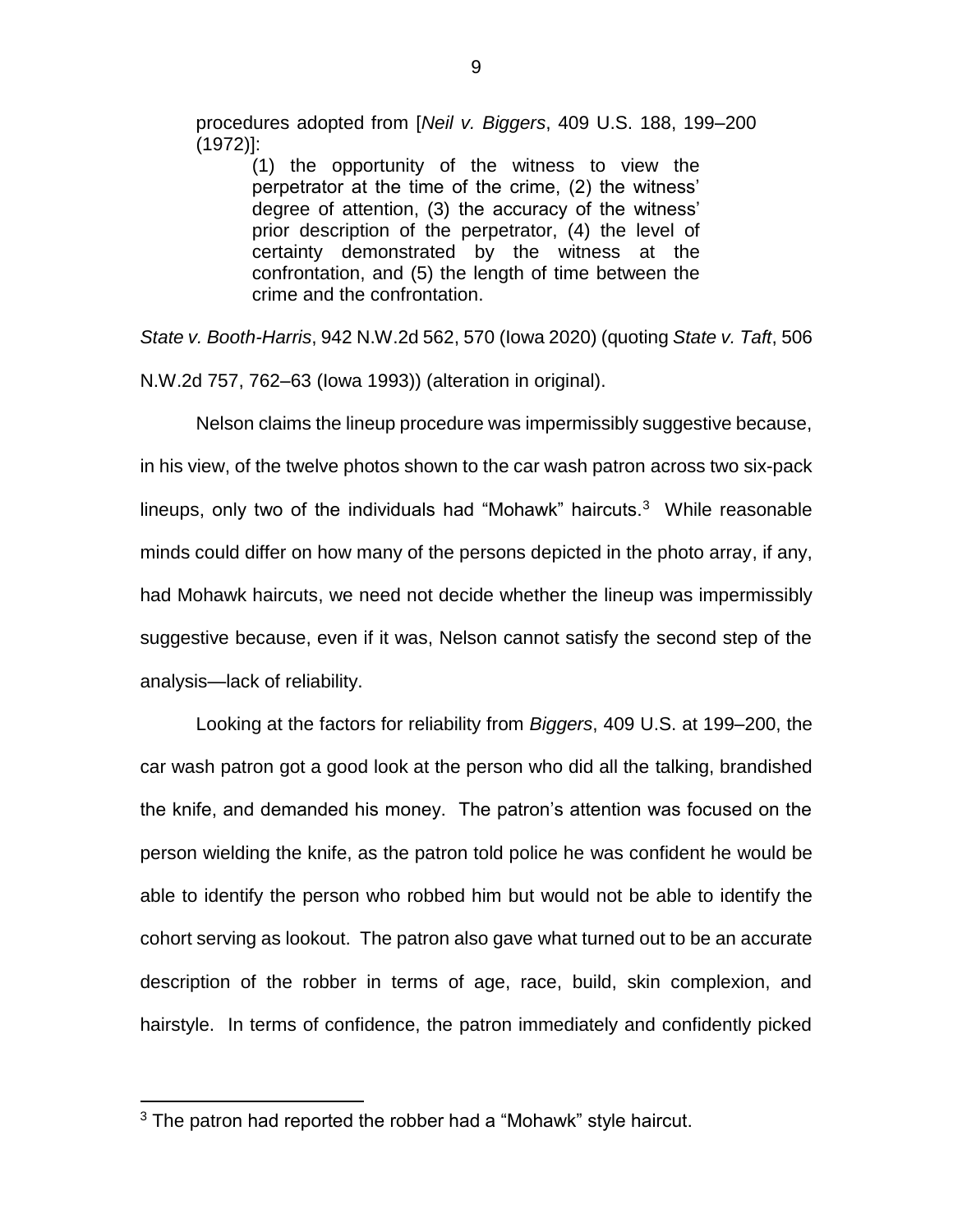procedures adopted from [*Neil v. Biggers*, 409 U.S. 188, 199–200 (1972)]:

> (1) the opportunity of the witness to view the perpetrator at the time of the crime, (2) the witness' degree of attention, (3) the accuracy of the witness' prior description of the perpetrator, (4) the level of certainty demonstrated by the witness at the confrontation, and (5) the length of time between the crime and the confrontation.

*State v. Booth-Harris*, 942 N.W.2d 562, 570 (Iowa 2020) (quoting *State v. Taft*, 506 N.W.2d 757, 762–63 (Iowa 1993)) (alteration in original).

Nelson claims the lineup procedure was impermissibly suggestive because, in his view, of the twelve photos shown to the car wash patron across two six-pack lineups, only two of the individuals had "Mohawk" haircuts.[3] While reasonable minds could differ on how many of the persons depicted in the photo array, if any, had Mohawk haircuts, we need not decide whether the lineup was impermissibly suggestive because, even if it was, Nelson cannot satisfy the second step of the analysis—lack of reliability.

Looking at the factors for reliability from *Biggers*, 409 U.S. at 199–200, the car wash patron got a good look at the person who did all the talking, brandished the knife, and demanded his money. The patron's attention was focused on the person wielding the knife, as the patron told police he was confident he would be able to identify the person who robbed him but would not be able to identify the cohort serving as lookout. The patron also gave what turned out to be an accurate description of the robber in terms of age, race, build, skin complexion, and hairstyle. In terms of confidence, the patron immediately and confidently picked

[3] The patron had reported the robber had a "Mohawk" style haircut.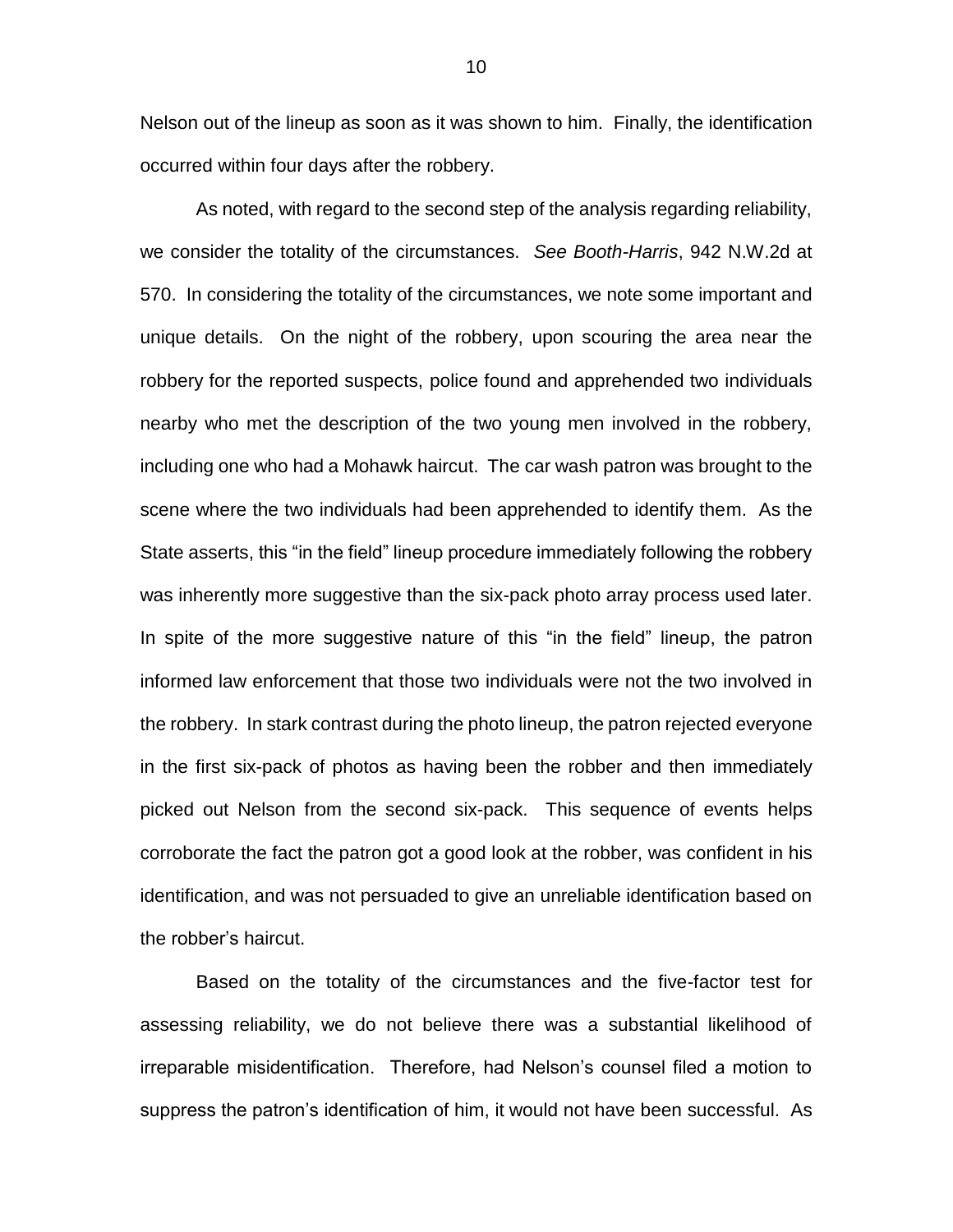Nelson out of the lineup as soon as it was shown to him. Finally, the identification occurred within four days after the robbery.

As noted, with regard to the second step of the analysis regarding reliability, we consider the totality of the circumstances. *See Booth-Harris*, 942 N.W.2d at 570. In considering the totality of the circumstances, we note some important and unique details. On the night of the robbery, upon scouring the area near the robbery for the reported suspects, police found and apprehended two individuals nearby who met the description of the two young men involved in the robbery, including one who had a Mohawk haircut. The car wash patron was brought to the scene where the two individuals had been apprehended to identify them. As the State asserts, this "in the field" lineup procedure immediately following the robbery was inherently more suggestive than the six-pack photo array process used later. In spite of the more suggestive nature of this "in the field" lineup, the patron informed law enforcement that those two individuals were not the two involved in the robbery. In stark contrast during the photo lineup, the patron rejected everyone in the first six-pack of photos as having been the robber and then immediately picked out Nelson from the second six-pack. This sequence of events helps corroborate the fact the patron got a good look at the robber, was confident in his identification, and was not persuaded to give an unreliable identification based on the robber's haircut.

Based on the totality of the circumstances and the five-factor test for assessing reliability, we do not believe there was a substantial likelihood of irreparable misidentification. Therefore, had Nelson's counsel filed a motion to suppress the patron's identification of him, it would not have been successful. As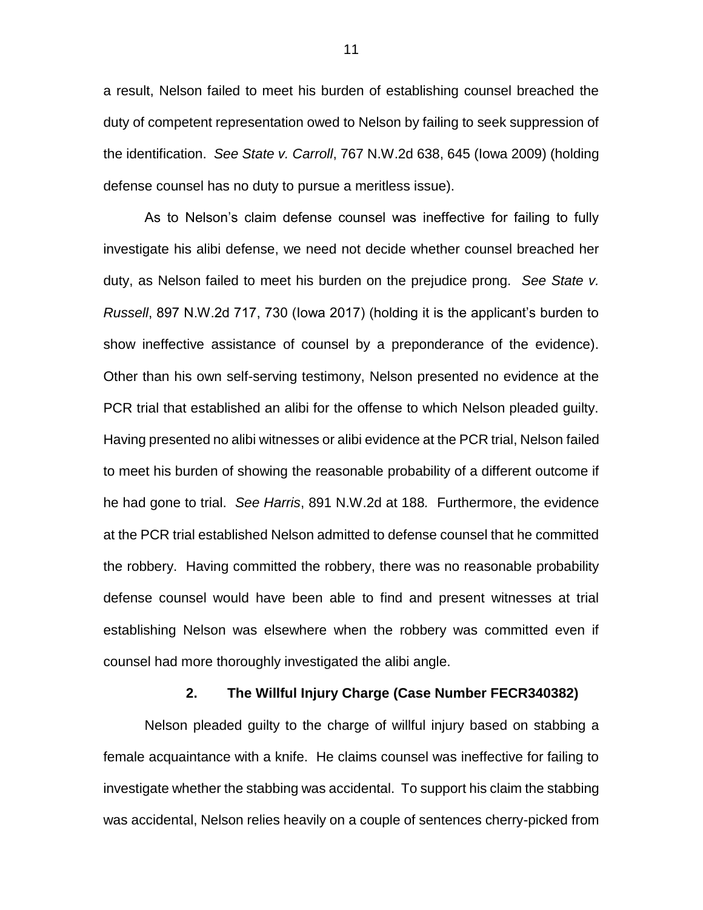a result, Nelson failed to meet his burden of establishing counsel breached the duty of competent representation owed to Nelson by failing to seek suppression of the identification. *See State v. Carroll*, 767 N.W.2d 638, 645 (Iowa 2009) (holding defense counsel has no duty to pursue a meritless issue).

As to Nelson's claim defense counsel was ineffective for failing to fully investigate his alibi defense, we need not decide whether counsel breached her duty, as Nelson failed to meet his burden on the prejudice prong. *See State v. Russell*, 897 N.W.2d 717, 730 (Iowa 2017) (holding it is the applicant's burden to show ineffective assistance of counsel by a preponderance of the evidence). Other than his own self-serving testimony, Nelson presented no evidence at the PCR trial that established an alibi for the offense to which Nelson pleaded guilty. Having presented no alibi witnesses or alibi evidence at the PCR trial, Nelson failed to meet his burden of showing the reasonable probability of a different outcome if he had gone to trial. *See Harris*, 891 N.W.2d at 188. Furthermore, the evidence at the PCR trial established Nelson admitted to defense counsel that he committed the robbery. Having committed the robbery, there was no reasonable probability defense counsel would have been able to find and present witnesses at trial establishing Nelson was elsewhere when the robbery was committed even if counsel had more thoroughly investigated the alibi angle.

### 2. The Willful Injury Charge (Case Number FECR340382)

Nelson pleaded guilty to the charge of willful injury based on stabbing a female acquaintance with a knife. He claims counsel was ineffective for failing to investigate whether the stabbing was accidental. To support his claim the stabbing was accidental, Nelson relies heavily on a couple of sentences cherry-picked from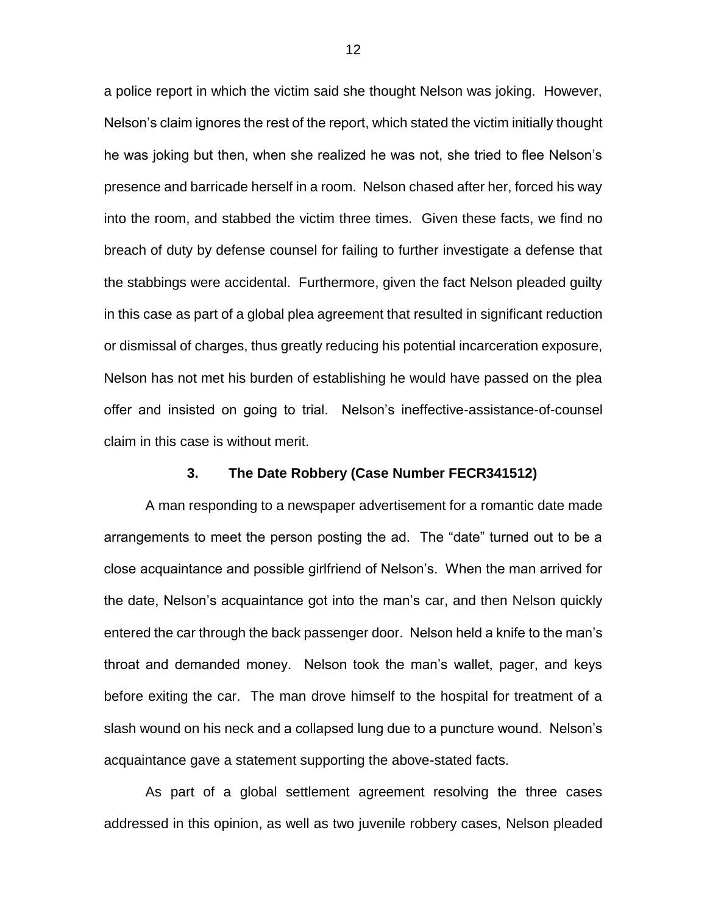a police report in which the victim said she thought Nelson was joking. However, Nelson's claim ignores the rest of the report, which stated the victim initially thought he was joking but then, when she realized he was not, she tried to flee Nelson's presence and barricade herself in a room. Nelson chased after her, forced his way into the room, and stabbed the victim three times. Given these facts, we find no breach of duty by defense counsel for failing to further investigate a defense that the stabbings were accidental. Furthermore, given the fact Nelson pleaded guilty in this case as part of a global plea agreement that resulted in significant reduction or dismissal of charges, thus greatly reducing his potential incarceration exposure, Nelson has not met his burden of establishing he would have passed on the plea offer and insisted on going to trial. Nelson's ineffective-assistance-of-counsel claim in this case is without merit.

### 3. The Date Robbery (Case Number FECR341512)

A man responding to a newspaper advertisement for a romantic date made arrangements to meet the person posting the ad. The "date" turned out to be a close acquaintance and possible girlfriend of Nelson's. When the man arrived for the date, Nelson's acquaintance got into the man's car, and then Nelson quickly entered the car through the back passenger door. Nelson held a knife to the man's throat and demanded money. Nelson took the man's wallet, pager, and keys before exiting the car. The man drove himself to the hospital for treatment of a slash wound on his neck and a collapsed lung due to a puncture wound. Nelson's acquaintance gave a statement supporting the above-stated facts.

As part of a global settlement agreement resolving the three cases addressed in this opinion, as well as two juvenile robbery cases, Nelson pleaded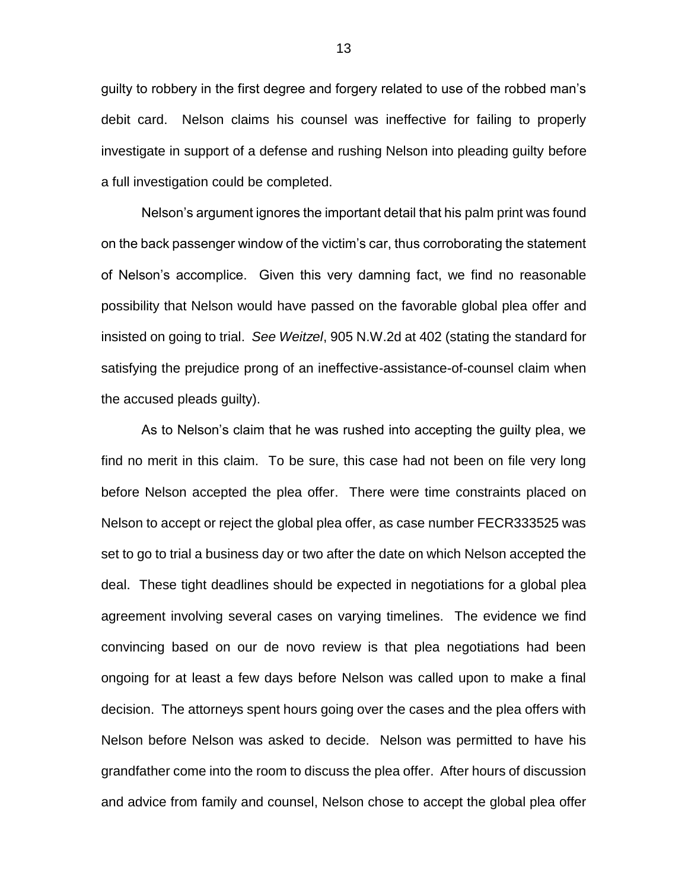guilty to robbery in the first degree and forgery related to use of the robbed man's debit card. Nelson claims his counsel was ineffective for failing to properly investigate in support of a defense and rushing Nelson into pleading guilty before a full investigation could be completed.

Nelson's argument ignores the important detail that his palm print was found on the back passenger window of the victim's car, thus corroborating the statement of Nelson's accomplice. Given this very damning fact, we find no reasonable possibility that Nelson would have passed on the favorable global plea offer and insisted on going to trial. *See Weitzel*, 905 N.W.2d at 402 (stating the standard for satisfying the prejudice prong of an ineffective-assistance-of-counsel claim when the accused pleads guilty).

As to Nelson's claim that he was rushed into accepting the guilty plea, we find no merit in this claim. To be sure, this case had not been on file very long before Nelson accepted the plea offer. There were time constraints placed on Nelson to accept or reject the global plea offer, as case number FECR333525 was set to go to trial a business day or two after the date on which Nelson accepted the deal. These tight deadlines should be expected in negotiations for a global plea agreement involving several cases on varying timelines. The evidence we find convincing based on our de novo review is that plea negotiations had been ongoing for at least a few days before Nelson was called upon to make a final decision. The attorneys spent hours going over the cases and the plea offers with Nelson before Nelson was asked to decide. Nelson was permitted to have his grandfather come into the room to discuss the plea offer. After hours of discussion and advice from family and counsel, Nelson chose to accept the global plea offer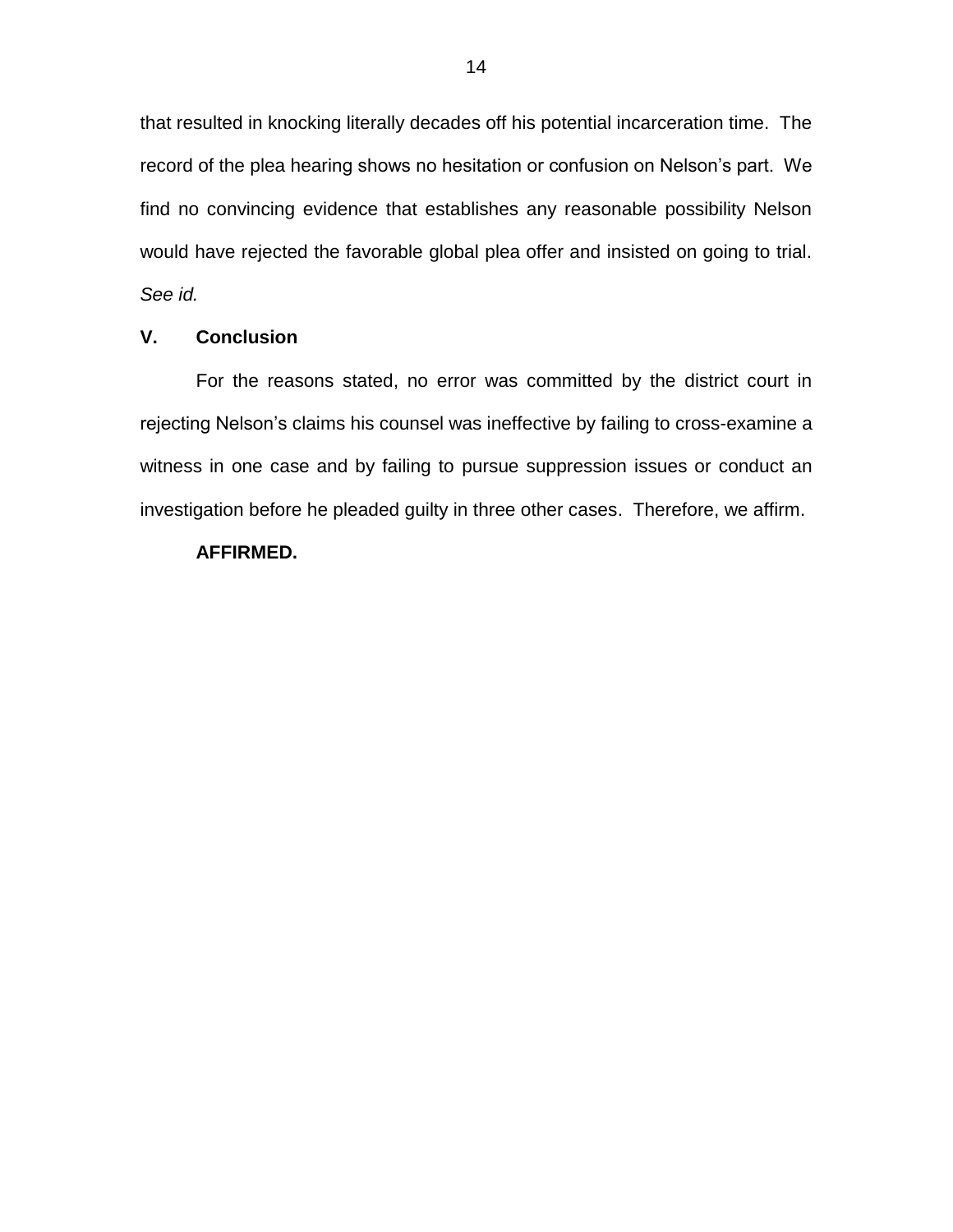that resulted in knocking literally decades off his potential incarceration time. The record of the plea hearing shows no hesitation or confusion on Nelson's part. We find no convincing evidence that establishes any reasonable possibility Nelson would have rejected the favorable global plea offer and insisted on going to trial. *See id.*

## V. Conclusion

For the reasons stated, no error was committed by the district court in rejecting Nelson's claims his counsel was ineffective by failing to cross-examine a witness in one case and by failing to pursue suppression issues or conduct an investigation before he pleaded guilty in three other cases. Therefore, we affirm.

**AFFIRMED.**